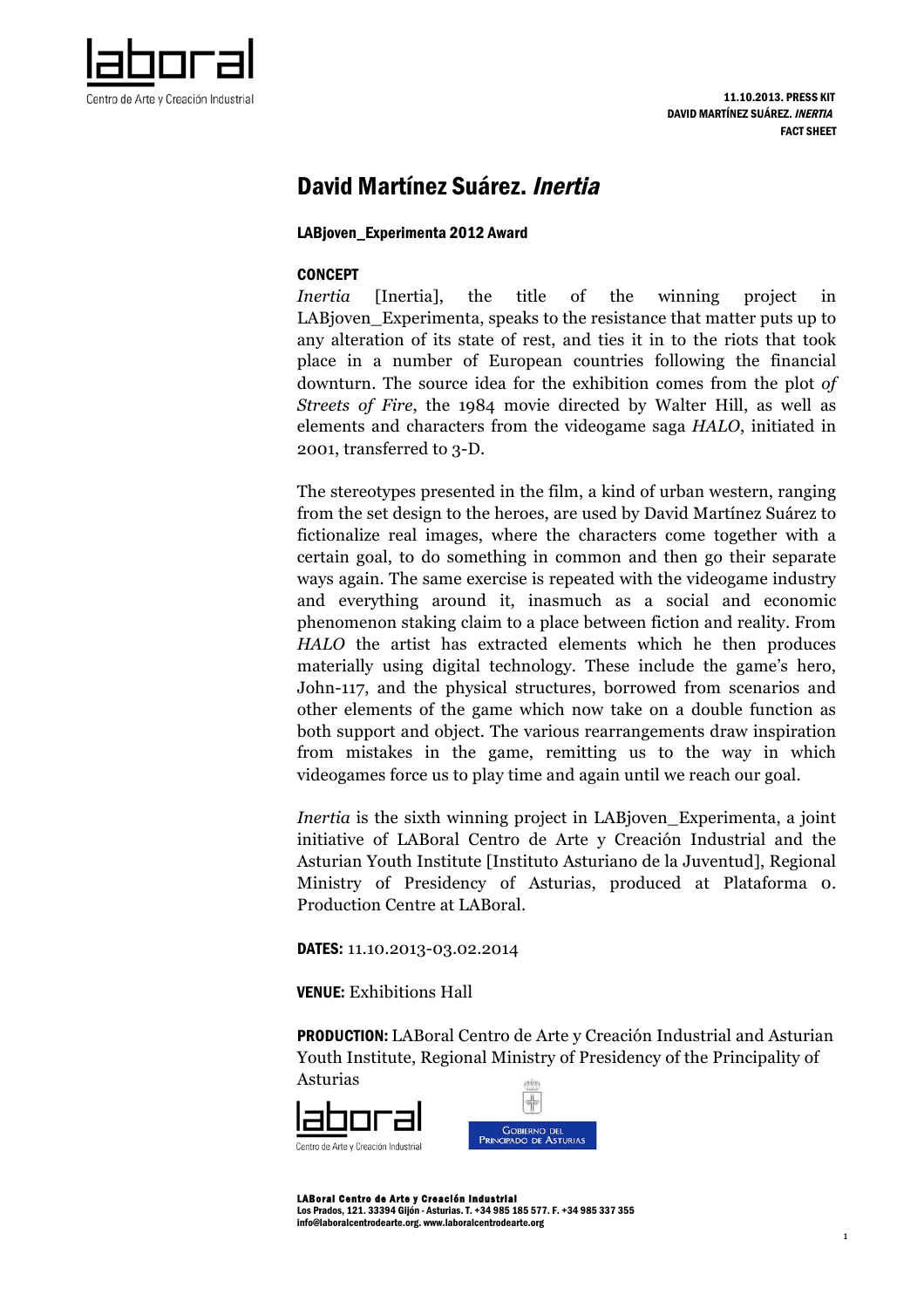11.10.2013. PRESS KIT
DAVID MARTÍNEZ SUÁREZ. *INERTIA*
FACT SHEET

# David Martínez Suárez. *Inertia*

**LABjoven_Experimenta 2012 Award**

**CONCEPT**

*Inertia* [Inertia], the title of the winning project in LABjoven_Experimenta, speaks to the resistance that matter puts up to any alteration of its state of rest, and ties it in to the riots that took place in a number of European countries following the financial downturn. The source idea for the exhibition comes from the plot *of Streets of Fire*, the 1984 movie directed by Walter Hill, as well as elements and characters from the videogame saga *HALO*, initiated in 2001, transferred to 3-D.

The stereotypes presented in the film, a kind of urban western, ranging from the set design to the heroes, are used by David Martínez Suárez to fictionalize real images, where the characters come together with a certain goal, to do something in common and then go their separate ways again. The same exercise is repeated with the videogame industry and everything around it, inasmuch as a social and economic phenomenon staking claim to a place between fiction and reality. From *HALO* the artist has extracted elements which he then produces materially using digital technology. These include the game's hero, John-117, and the physical structures, borrowed from scenarios and other elements of the game which now take on a double function as both support and object. The various rearrangements draw inspiration from mistakes in the game, remitting us to the way in which videogames force us to play time and again until we reach our goal.

*Inertia* is the sixth winning project in LABjoven_Experimenta, a joint initiative of LABoral Centro de Arte y Creación Industrial and the Asturian Youth Institute [Instituto Asturiano de la Juventud], Regional Ministry of Presidency of Asturias, produced at Plataforma 0. Production Centre at LABoral.

**DATES:** 11.10.2013-03.02.2014

**VENUE:** Exhibitions Hall

**PRODUCTION:** LABoral Centro de Arte y Creación Industrial and Asturian Youth Institute, Regional Ministry of Presidency of the Principality of Asturias

**LABoral Centro de Arte y Creación Industrial**
Los Prados, 121. 33394 Gijón - Asturias. T. +34 985 185 577. F. +34 985 337 355
info@laboralcentrodearte.org. www.laboralcentrodearte.org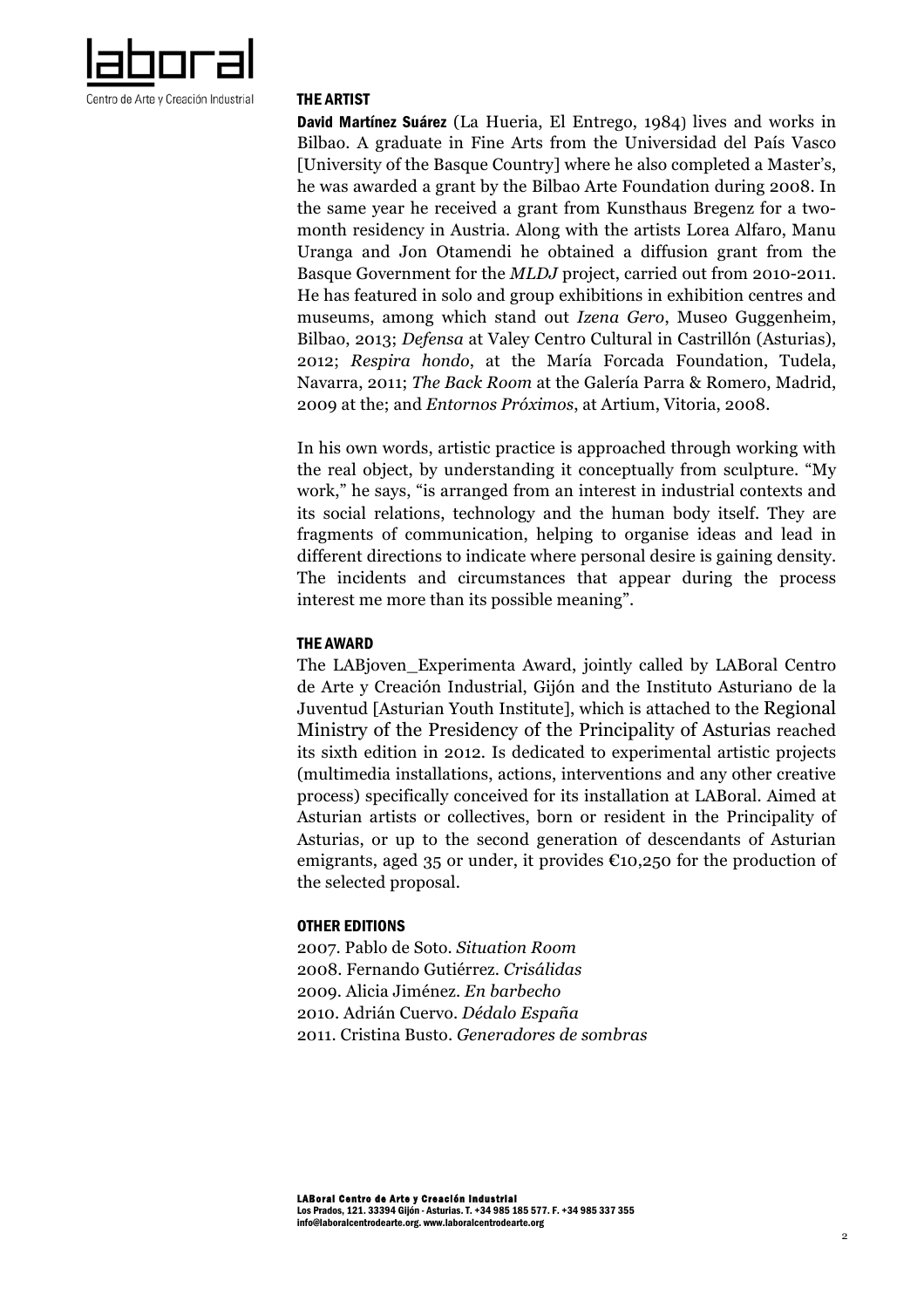## THE ARTIST

**David Martínez Suárez** (La Hueria, El Entrego, 1984) lives and works in Bilbao. A graduate in Fine Arts from the Universidad del País Vasco [University of the Basque Country] where he also completed a Master's, he was awarded a grant by the Bilbao Arte Foundation during 2008. In the same year he received a grant from Kunsthaus Bregenz for a two-month residency in Austria. Along with the artists Lorea Alfaro, Manu Uranga and Jon Otamendi he obtained a diffusion grant from the Basque Government for the *MLDJ* project, carried out from 2010-2011. He has featured in solo and group exhibitions in exhibition centres and museums, among which stand out *Izena Gero*, Museo Guggenheim, Bilbao, 2013; *Defensa* at Valey Centro Cultural in Castrillón (Asturias), 2012; *Respira hondo*, at the María Forcada Foundation, Tudela, Navarra, 2011; *The Back Room* at the Galería Parra & Romero, Madrid, 2009 at the; and *Entornos Próximos*, at Artium, Vitoria, 2008.

In his own words, artistic practice is approached through working with the real object, by understanding it conceptually from sculpture. "My work," he says, "is arranged from an interest in industrial contexts and its social relations, technology and the human body itself. They are fragments of communication, helping to organise ideas and lead in different directions to indicate where personal desire is gaining density. The incidents and circumstances that appear during the process interest me more than its possible meaning".

## THE AWARD

The LABjoven_Experimenta Award, jointly called by LABoral Centro de Arte y Creación Industrial, Gijón and the Instituto Asturiano de la Juventud [Asturian Youth Institute], which is attached to the Regional Ministry of the Presidency of the Principality of Asturias reached its sixth edition in 2012. Is dedicated to experimental artistic projects (multimedia installations, actions, interventions and any other creative process) specifically conceived for its installation at LABoral. Aimed at Asturian artists or collectives, born or resident in the Principality of Asturias, or up to the second generation of descendants of Asturian emigrants, aged 35 or under, it provides €10,250 for the production of the selected proposal.

## OTHER EDITIONS

2007. Pablo de Soto. *Situation Room*
2008. Fernando Gutiérrez. *Crisálidas*
2009. Alicia Jiménez. *En barbecho*
2010. Adrián Cuervo. *Dédalo España*
2011. Cristina Busto. *Generadores de sombras*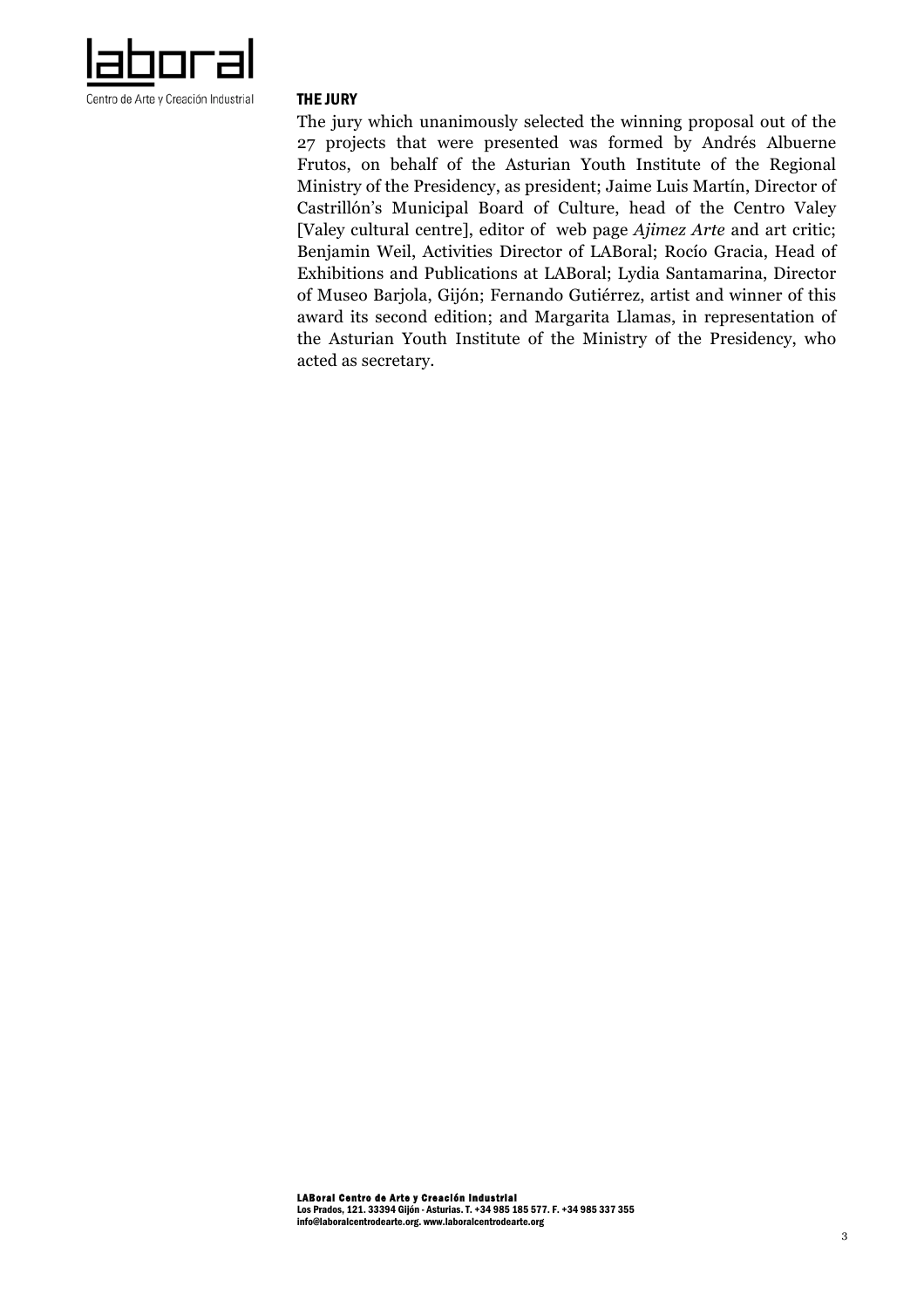## THE JURY

The jury which unanimously selected the winning proposal out of the 27 projects that were presented was formed by Andrés Albuerne Frutos, on behalf of the Asturian Youth Institute of the Regional Ministry of the Presidency, as president; Jaime Luis Martín, Director of Castrillón's Municipal Board of Culture, head of the Centro Valey [Valey cultural centre], editor of web page *Ajimez Arte* and art critic; Benjamin Weil, Activities Director of LABoral; Rocío Gracia, Head of Exhibitions and Publications at LABoral; Lydia Santamarina, Director of Museo Barjola, Gijón; Fernando Gutiérrez, artist and winner of this award its second edition; and Margarita Llamas, in representation of the Asturian Youth Institute of the Ministry of the Presidency, who acted as secretary.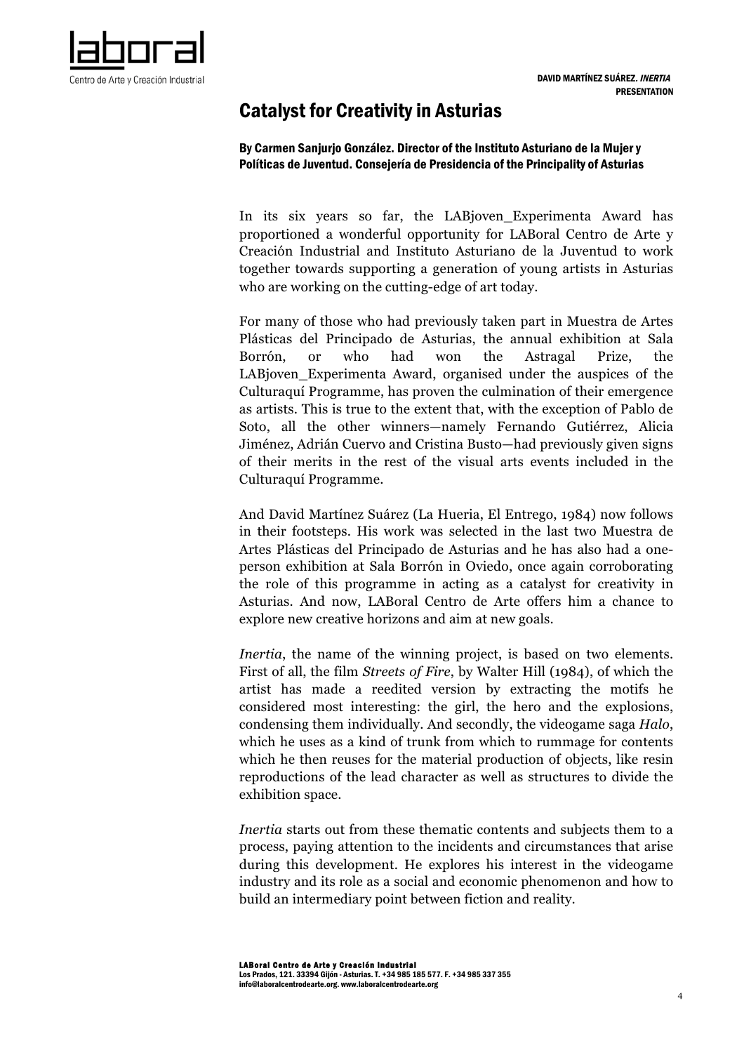## Catalyst for Creativity in Asturias

**By Carmen Sanjurjo González. Director of the Instituto Asturiano de la Mujer y Políticas de Juventud. Consejería de Presidencia of the Principality of Asturias**

In its six years so far, the LABjoven_Experimenta Award has proportioned a wonderful opportunity for LABoral Centro de Arte y Creación Industrial and Instituto Asturiano de la Juventud to work together towards supporting a generation of young artists in Asturias who are working on the cutting-edge of art today.

For many of those who had previously taken part in Muestra de Artes Plásticas del Principado de Asturias, the annual exhibition at Sala Borrón, or who had won the Astragal Prize, the LABjoven_Experimenta Award, organised under the auspices of the Culturaquí Programme, has proven the culmination of their emergence as artists. This is true to the extent that, with the exception of Pablo de Soto, all the other winners—namely Fernando Gutiérrez, Alicia Jiménez, Adrián Cuervo and Cristina Busto—had previously given signs of their merits in the rest of the visual arts events included in the Culturaquí Programme.

And David Martínez Suárez (La Hueria, El Entrego, 1984) now follows in their footsteps. His work was selected in the last two Muestra de Artes Plásticas del Principado de Asturias and he has also had a one-person exhibition at Sala Borrón in Oviedo, once again corroborating the role of this programme in acting as a catalyst for creativity in Asturias. And now, LABoral Centro de Arte offers him a chance to explore new creative horizons and aim at new goals.

*Inertia*, the name of the winning project, is based on two elements. First of all, the film *Streets of Fire*, by Walter Hill (1984), of which the artist has made a reedited version by extracting the motifs he considered most interesting: the girl, the hero and the explosions, condensing them individually. And secondly, the videogame saga *Halo*, which he uses as a kind of trunk from which to rummage for contents which he then reuses for the material production of objects, like resin reproductions of the lead character as well as structures to divide the exhibition space.

*Inertia* starts out from these thematic contents and subjects them to a process, paying attention to the incidents and circumstances that arise during this development. He explores his interest in the videogame industry and its role as a social and economic phenomenon and how to build an intermediary point between fiction and reality.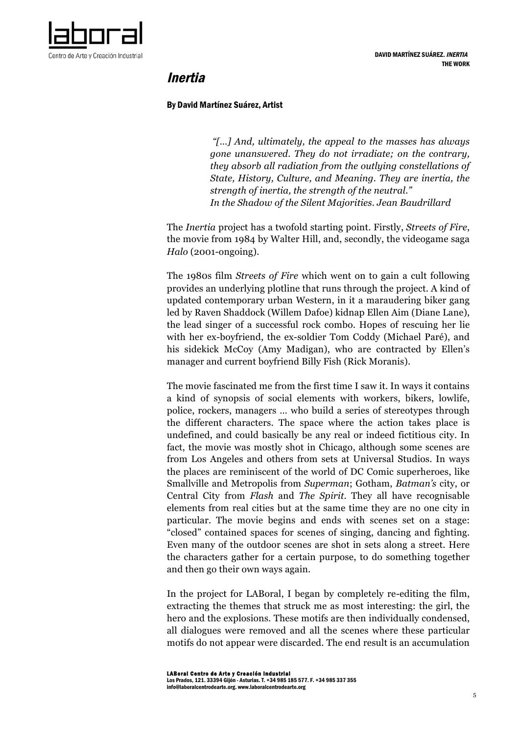# *Inertia*

**By David Martínez Suárez, Artist**

> *"[...] And, ultimately, the appeal to the masses has always gone unanswered. They do not irradiate; on the contrary, they absorb all radiation from the outlying constellations of State, History, Culture, and Meaning. They are inertia, the strength of inertia, the strength of the neutral."*
> *In the Shadow of the Silent Majorities. Jean Baudrillard*

The *Inertia* project has a twofold starting point. Firstly, *Streets of Fire*, the movie from 1984 by Walter Hill, and, secondly, the videogame saga *Halo* (2001-ongoing).

The 1980s film *Streets of Fire* which went on to gain a cult following provides an underlying plotline that runs through the project. A kind of updated contemporary urban Western, in it a maraudering biker gang led by Raven Shaddock (Willem Dafoe) kidnap Ellen Aim (Diane Lane), the lead singer of a successful rock combo. Hopes of rescuing her lie with her ex-boyfriend, the ex-soldier Tom Coddy (Michael Paré), and his sidekick McCoy (Amy Madigan), who are contracted by Ellen's manager and current boyfriend Billy Fish (Rick Moranis).

The movie fascinated me from the first time I saw it. In ways it contains a kind of synopsis of social elements with workers, bikers, lowlife, police, rockers, managers ... who build a series of stereotypes through the different characters. The space where the action takes place is undefined, and could basically be any real or indeed fictitious city. In fact, the movie was mostly shot in Chicago, although some scenes are from Los Angeles and others from sets at Universal Studios. In ways the places are reminiscent of the world of DC Comic superheroes, like Smallville and Metropolis from *Superman*; Gotham, *Batman's* city, or Central City from *Flash* and *The Spirit*. They all have recognisable elements from real cities but at the same time they are no one city in particular. The movie begins and ends with scenes set on a stage: "closed" contained spaces for scenes of singing, dancing and fighting. Even many of the outdoor scenes are shot in sets along a street. Here the characters gather for a certain purpose, to do something together and then go their own ways again.

In the project for LABoral, I began by completely re-editing the film, extracting the themes that struck me as most interesting: the girl, the hero and the explosions. These motifs are then individually condensed, all dialogues were removed and all the scenes where these particular motifs do not appear were discarded. The end result is an accumulation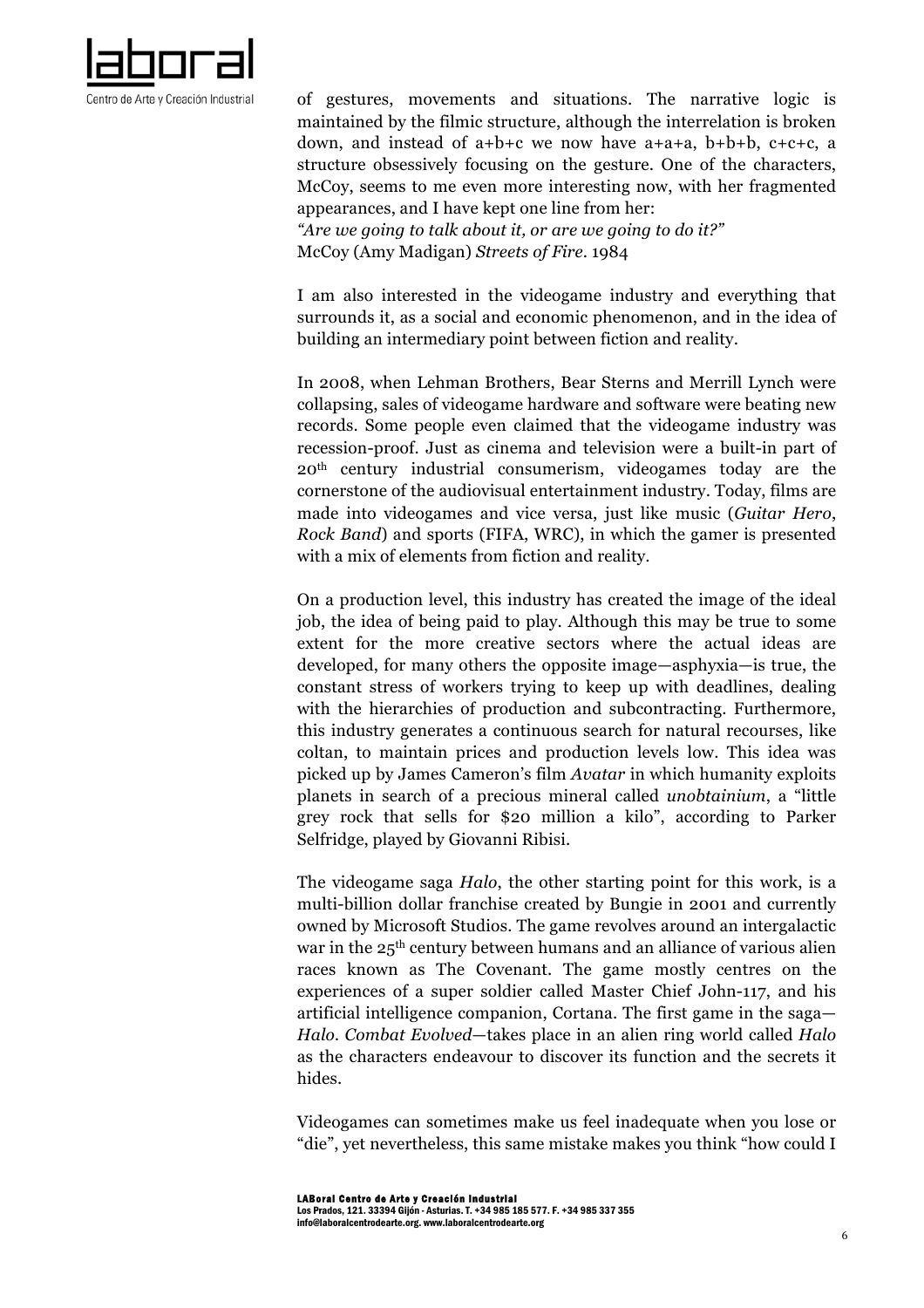of gestures, movements and situations. The narrative logic is maintained by the filmic structure, although the interrelation is broken down, and instead of a+b+c we now have a+a+a, b+b+b, c+c+c, a structure obsessively focusing on the gesture. One of the characters, McCoy, seems to me even more interesting now, with her fragmented appearances, and I have kept one line from her:
*"Are we going to talk about it, or are we going to do it?"*
McCoy (Amy Madigan) *Streets of Fire*. 1984

I am also interested in the videogame industry and everything that surrounds it, as a social and economic phenomenon, and in the idea of building an intermediary point between fiction and reality.

In 2008, when Lehman Brothers, Bear Sterns and Merrill Lynch were collapsing, sales of videogame hardware and software were beating new records. Some people even claimed that the videogame industry was recession-proof. Just as cinema and television were a built-in part of 20th century industrial consumerism, videogames today are the cornerstone of the audiovisual entertainment industry. Today, films are made into videogames and vice versa, just like music (*Guitar Hero*, *Rock Band*) and sports (FIFA, WRC), in which the gamer is presented with a mix of elements from fiction and reality.

On a production level, this industry has created the image of the ideal job, the idea of being paid to play. Although this may be true to some extent for the more creative sectors where the actual ideas are developed, for many others the opposite image—asphyxia—is true, the constant stress of workers trying to keep up with deadlines, dealing with the hierarchies of production and subcontracting. Furthermore, this industry generates a continuous search for natural recourses, like coltan, to maintain prices and production levels low. This idea was picked up by James Cameron's film *Avatar* in which humanity exploits planets in search of a precious mineral called *unobtainium*, a "little grey rock that sells for $20 million a kilo", according to Parker Selfridge, played by Giovanni Ribisi.

The videogame saga *Halo*, the other starting point for this work, is a multi-billion dollar franchise created by Bungie in 2001 and currently owned by Microsoft Studios. The game revolves around an intergalactic war in the 25th century between humans and an alliance of various alien races known as The Covenant. The game mostly centres on the experiences of a super soldier called Master Chief John-117, and his artificial intelligence companion, Cortana. The first game in the saga—*Halo. Combat Evolved*—takes place in an alien ring world called *Halo* as the characters endeavour to discover its function and the secrets it hides.

Videogames can sometimes make us feel inadequate when you lose or "die", yet nevertheless, this same mistake makes you think "how could I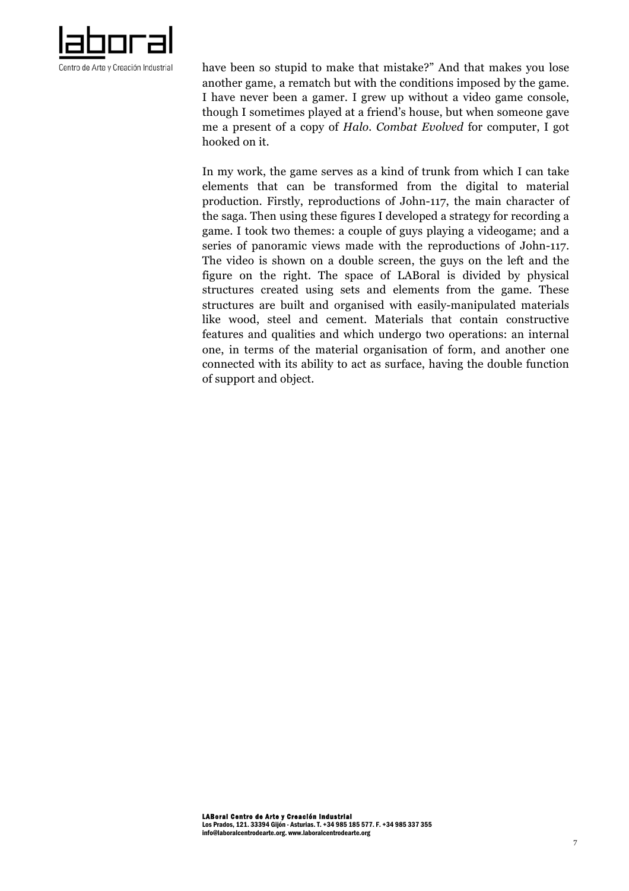have been so stupid to make that mistake?" And that makes you lose another game, a rematch but with the conditions imposed by the game. I have never been a gamer. I grew up without a video game console, though I sometimes played at a friend's house, but when someone gave me a present of a copy of *Halo. Combat Evolved* for computer, I got hooked on it.

In my work, the game serves as a kind of trunk from which I can take elements that can be transformed from the digital to material production. Firstly, reproductions of John-117, the main character of the saga. Then using these figures I developed a strategy for recording a game. I took two themes: a couple of guys playing a videogame; and a series of panoramic views made with the reproductions of John-117. The video is shown on a double screen, the guys on the left and the figure on the right. The space of LABoral is divided by physical structures created using sets and elements from the game. These structures are built and organised with easily-manipulated materials like wood, steel and cement. Materials that contain constructive features and qualities and which undergo two operations: an internal one, in terms of the material organisation of form, and another one connected with its ability to act as surface, having the double function of support and object.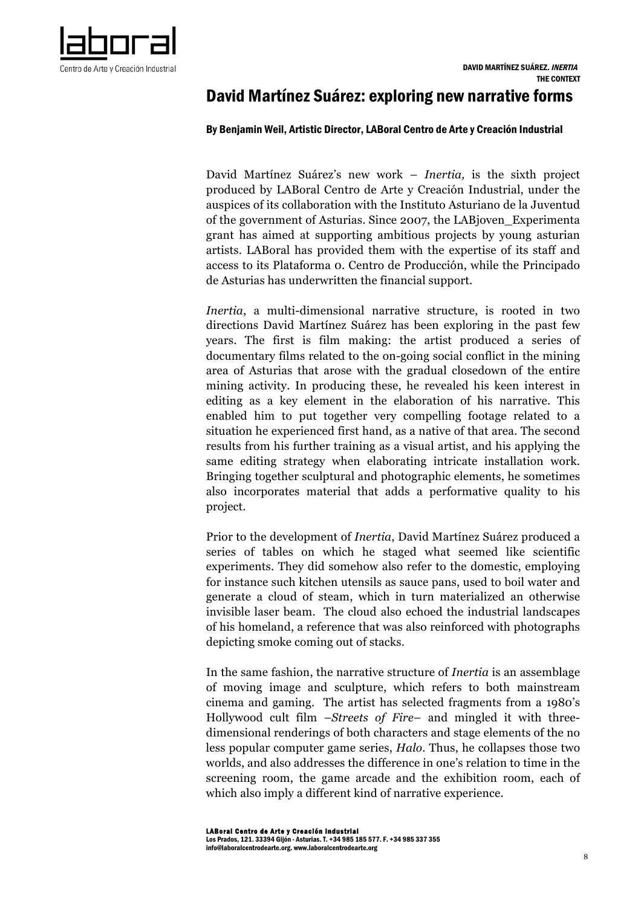# David Martínez Suárez: exploring new narrative forms

**By Benjamin Weil, Artistic Director, LABoral Centro de Arte y Creación Industrial**

David Martínez Suárez's new work – *Inertia,* is the sixth project produced by LABoral Centro de Arte y Creación Industrial, under the auspices of its collaboration with the Instituto Asturiano de la Juventud of the government of Asturias. Since 2007, the LABjoven_Experimenta grant has aimed at supporting ambitious projects by young asturian artists. LABoral has provided them with the expertise of its staff and access to its Plataforma 0. Centro de Producción, while the Principado de Asturias has underwritten the financial support.

*Inertia*, a multi-dimensional narrative structure, is rooted in two directions David Martínez Suárez has been exploring in the past few years. The first is film making: the artist produced a series of documentary films related to the on-going social conflict in the mining area of Asturias that arose with the gradual closedown of the entire mining activity. In producing these, he revealed his keen interest in editing as a key element in the elaboration of his narrative. This enabled him to put together very compelling footage related to a situation he experienced first hand, as a native of that area. The second results from his further training as a visual artist, and his applying the same editing strategy when elaborating intricate installation work. Bringing together sculptural and photographic elements, he sometimes also incorporates material that adds a performative quality to his project.

Prior to the development of *Inertia*, David Martínez Suárez produced a series of tables on which he staged what seemed like scientific experiments. They did somehow also refer to the domestic, employing for instance such kitchen utensils as sauce pans, used to boil water and generate a cloud of steam, which in turn materialized an otherwise invisible laser beam. The cloud also echoed the industrial landscapes of his homeland, a reference that was also reinforced with photographs depicting smoke coming out of stacks.

In the same fashion, the narrative structure of *Inertia* is an assemblage of moving image and sculpture, which refers to both mainstream cinema and gaming. The artist has selected fragments from a 1980's Hollywood cult film –*Streets of Fire*– and mingled it with three-dimensional renderings of both characters and stage elements of the no less popular computer game series, *Halo*. Thus, he collapses those two worlds, and also addresses the difference in one's relation to time in the screening room, the game arcade and the exhibition room, each of which also imply a different kind of narrative experience.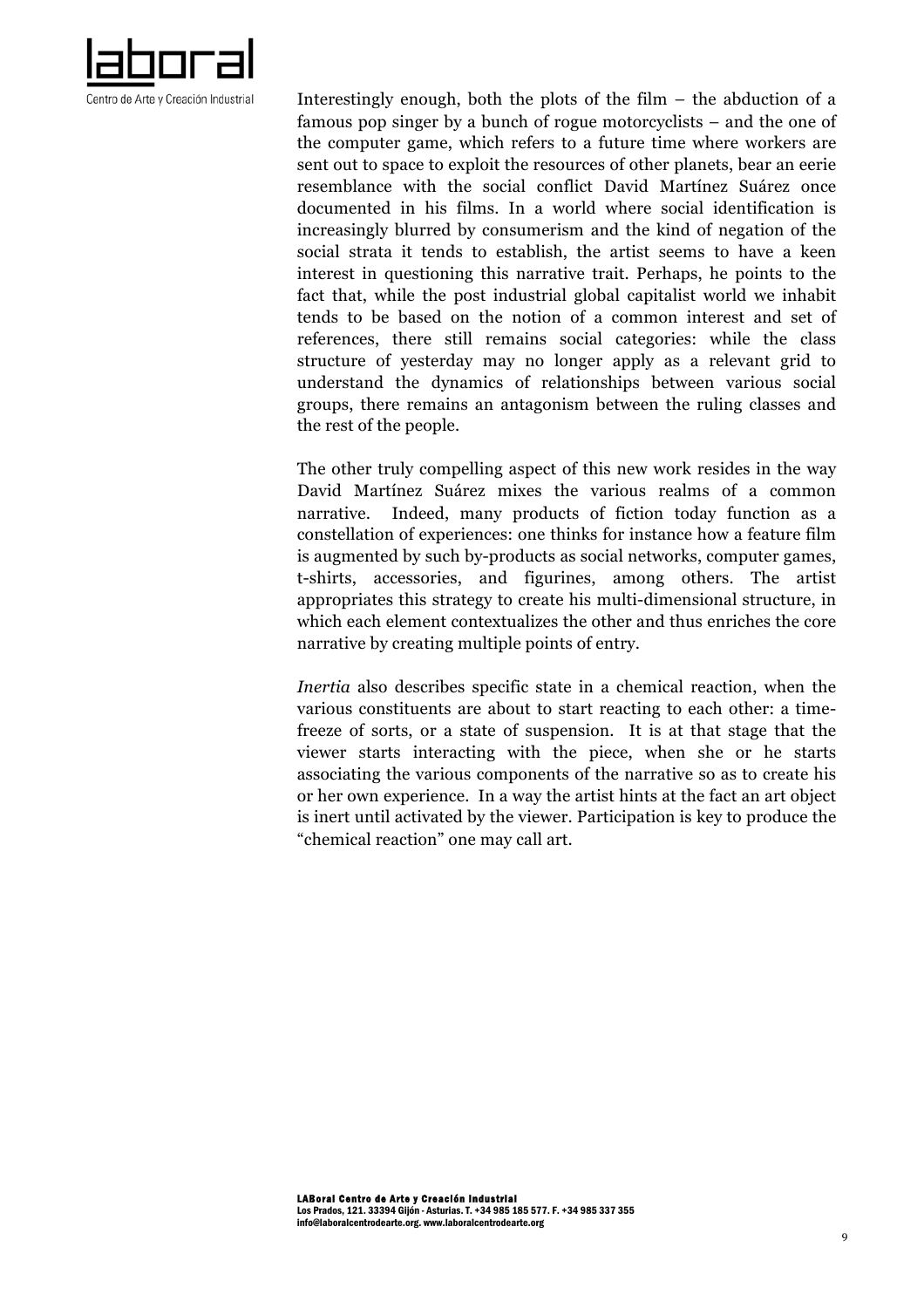Interestingly enough, both the plots of the film – the abduction of a famous pop singer by a bunch of rogue motorcyclists – and the one of the computer game, which refers to a future time where workers are sent out to space to exploit the resources of other planets, bear an eerie resemblance with the social conflict David Martínez Suárez once documented in his films. In a world where social identification is increasingly blurred by consumerism and the kind of negation of the social strata it tends to establish, the artist seems to have a keen interest in questioning this narrative trait. Perhaps, he points to the fact that, while the post industrial global capitalist world we inhabit tends to be based on the notion of a common interest and set of references, there still remains social categories: while the class structure of yesterday may no longer apply as a relevant grid to understand the dynamics of relationships between various social groups, there remains an antagonism between the ruling classes and the rest of the people.

The other truly compelling aspect of this new work resides in the way David Martínez Suárez mixes the various realms of a common narrative. Indeed, many products of fiction today function as a constellation of experiences: one thinks for instance how a feature film is augmented by such by-products as social networks, computer games, t-shirts, accessories, and figurines, among others. The artist appropriates this strategy to create his multi-dimensional structure, in which each element contextualizes the other and thus enriches the core narrative by creating multiple points of entry.

*Inertia* also describes specific state in a chemical reaction, when the various constituents are about to start reacting to each other: a time-freeze of sorts, or a state of suspension. It is at that stage that the viewer starts interacting with the piece, when she or he starts associating the various components of the narrative so as to create his or her own experience. In a way the artist hints at the fact an art object is inert until activated by the viewer. Participation is key to produce the "chemical reaction" one may call art.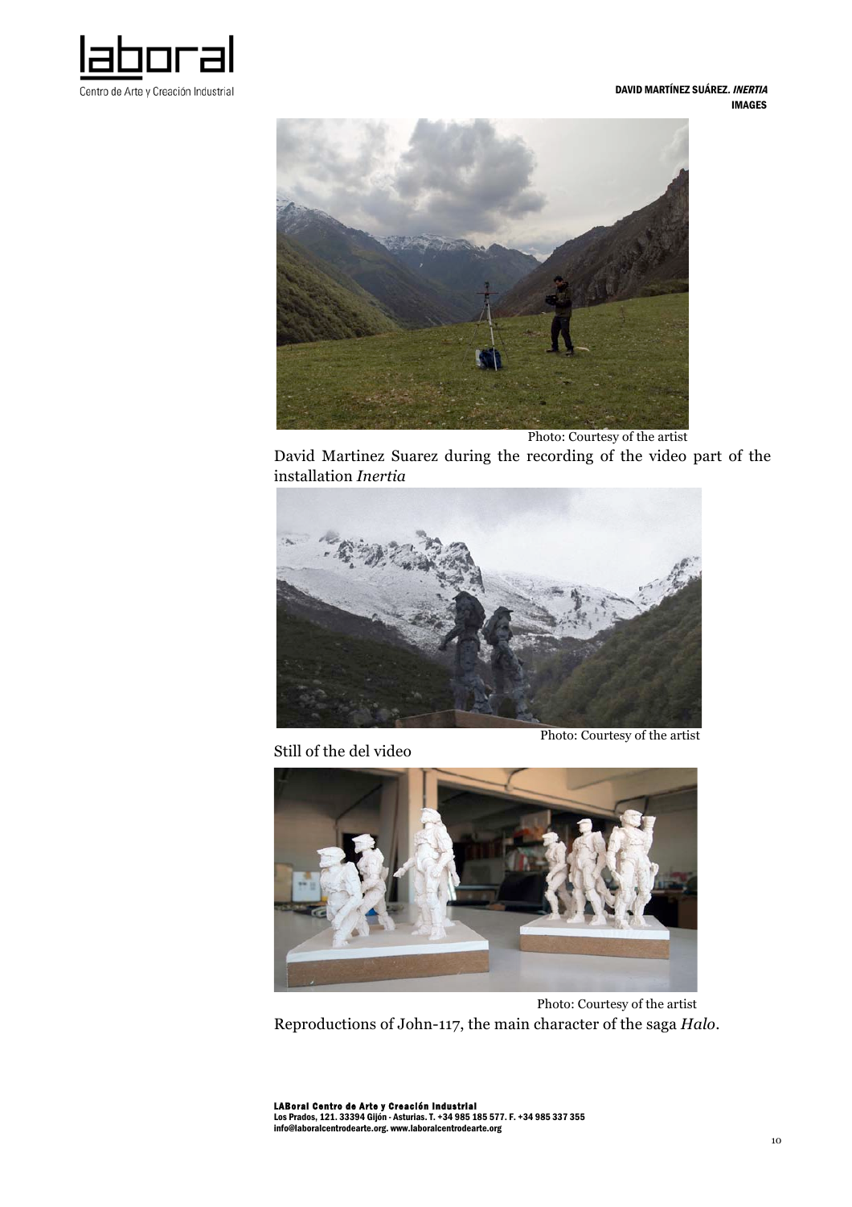Photo: Courtesy of the artist

David Martinez Suarez during the recording of the video part of the installation *Inertia*

Still of the del video

Photo: Courtesy of the artist

Photo: Courtesy of the artist

Reproductions of John-117, the main character of the saga *Halo*.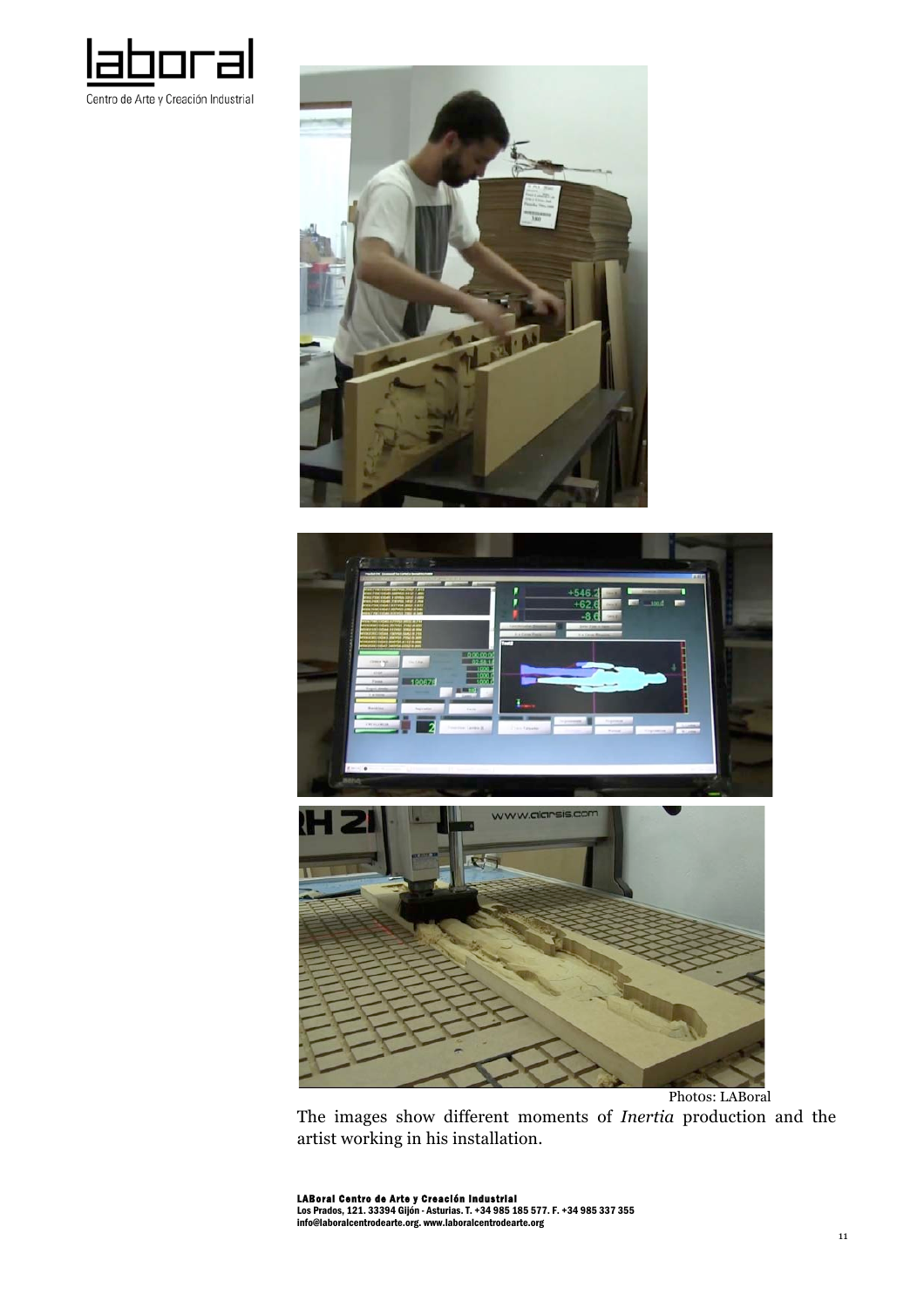Photos: LABoral

The images show different moments of *Inertia* production and the artist working in his installation.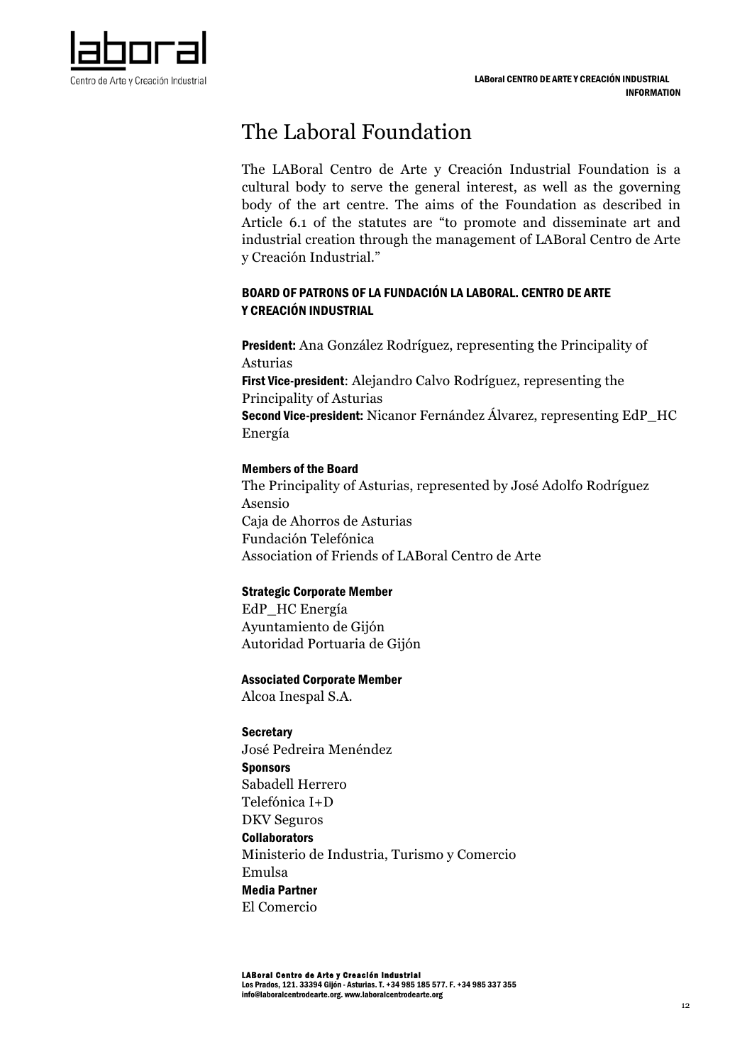# The Laboral Foundation

The LABoral Centro de Arte y Creación Industrial Foundation is a cultural body to serve the general interest, as well as the governing body of the art centre. The aims of the Foundation as described in Article 6.1 of the statutes are "to promote and disseminate art and industrial creation through the management of LABoral Centro de Arte y Creación Industrial."

## BOARD OF PATRONS OF LA FUNDACIÓN LA LABORAL. CENTRO DE ARTE Y CREACIÓN INDUSTRIAL

**President:** Ana González Rodríguez, representing the Principality of Asturias
**First Vice-president**: Alejandro Calvo Rodríguez, representing the Principality of Asturias
**Second Vice-president:** Nicanor Fernández Álvarez, representing EdP_HC Energía

**Members of the Board**
The Principality of Asturias, represented by José Adolfo Rodríguez Asensio
Caja de Ahorros de Asturias
Fundación Telefónica
Association of Friends of LABoral Centro de Arte

**Strategic Corporate Member**
EdP_HC Energía
Ayuntamiento de Gijón
Autoridad Portuaria de Gijón

**Associated Corporate Member**
Alcoa Inespal S.A.

**Secretary**
José Pedreira Menéndez
**Sponsors**
Sabadell Herrero
Telefónica I+D
DKV Seguros
**Collaborators**
Ministerio de Industria, Turismo y Comercio
Emulsa
**Media Partner**
El Comercio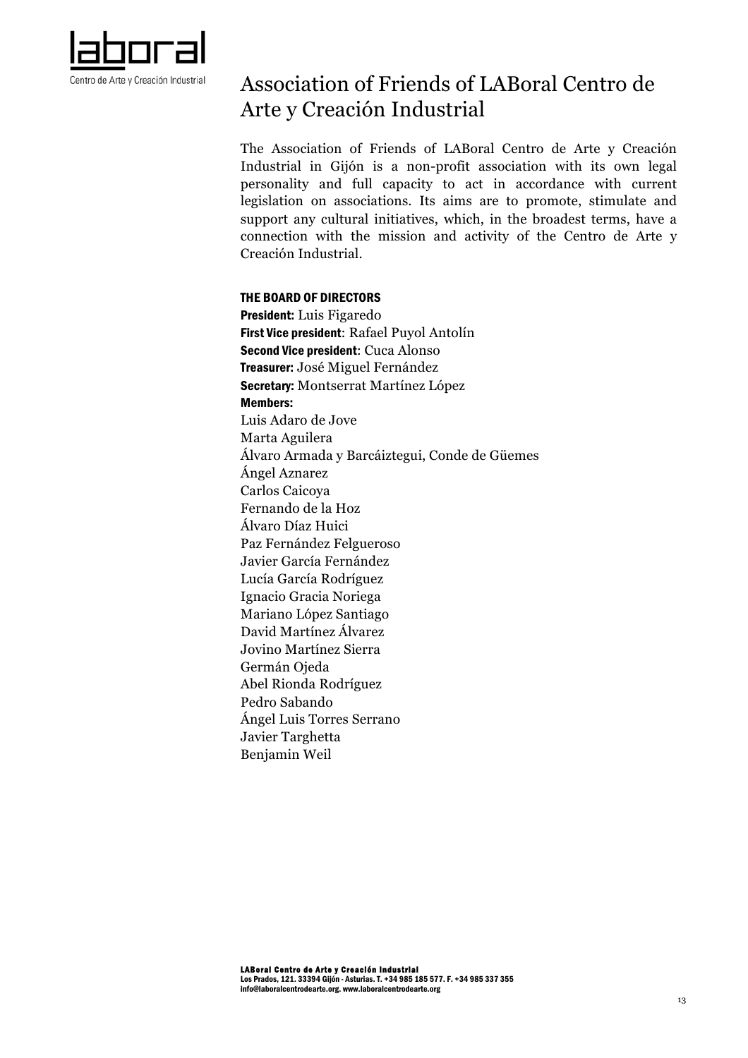# Association of Friends of LABoral Centro de Arte y Creación Industrial

The Association of Friends of LABoral Centro de Arte y Creación Industrial in Gijón is a non-profit association with its own legal personality and full capacity to act in accordance with current legislation on associations. Its aims are to promote, stimulate and support any cultural initiatives, which, in the broadest terms, have a connection with the mission and activity of the Centro de Arte y Creación Industrial.

## THE BOARD OF DIRECTORS

**President:** Luis Figaredo
**First Vice president**: Rafael Puyol Antolín
**Second Vice president**: Cuca Alonso
**Treasurer:** José Miguel Fernández
**Secretary:** Montserrat Martínez López
**Members:**
Luis Adaro de Jove
Marta Aguilera
Álvaro Armada y Barcáiztegui, Conde de Güemes
Ángel Aznarez
Carlos Caicoya
Fernando de la Hoz
Álvaro Díaz Huici
Paz Fernández Felgueroso
Javier García Fernández
Lucía García Rodríguez
Ignacio Gracia Noriega
Mariano López Santiago
David Martínez Álvarez
Jovino Martínez Sierra
Germán Ojeda
Abel Rionda Rodríguez
Pedro Sabando
Ángel Luis Torres Serrano
Javier Targhetta
Benjamin Weil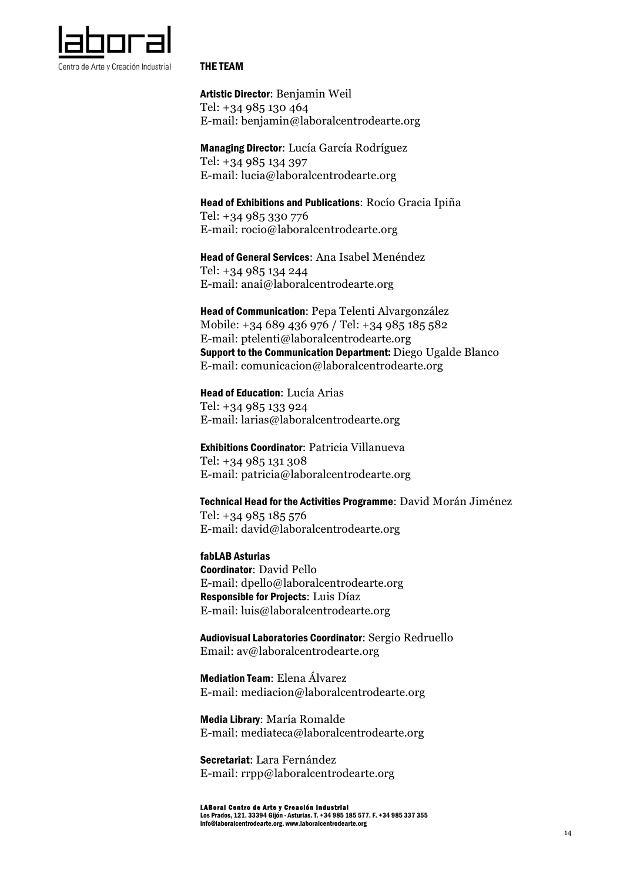## THE TEAM

**Artistic Director**: Benjamin Weil
Tel: +34 985 130 464
E-mail: benjamin@laboralcentrodearte.org

**Managing Director**: Lucía García Rodríguez
Tel: +34 985 134 397
E-mail: lucia@laboralcentrodearte.org

**Head of Exhibitions and Publications**: Rocío Gracia Ipiña
Tel: +34 985 330 776
E-mail: rocio@laboralcentrodearte.org

**Head of General Services**: Ana Isabel Menéndez
Tel: +34 985 134 244
E-mail: anai@laboralcentrodearte.org

**Head of Communication**: Pepa Telenti Alvargonzález
Mobile: +34 689 436 976 / Tel: +34 985 185 582
E-mail: ptelenti@laboralcentrodearte.org
**Support to the Communication Department:** Diego Ugalde Blanco
E-mail: comunicacion@laboralcentrodearte.org

**Head of Education**: Lucía Arias
Tel: +34 985 133 924
E-mail: larias@laboralcentrodearte.org

**Exhibitions Coordinator**: Patricia Villanueva
Tel: +34 985 131 308
E-mail: patricia@laboralcentrodearte.org

**Technical Head for the Activities Programme**: David Morán Jiménez
Tel: +34 985 185 576
E-mail: david@laboralcentrodearte.org

**fabLAB Asturias**
**Coordinator**: David Pello
E-mail: dpello@laboralcentrodearte.org
**Responsible for Projects**: Luis Díaz
E-mail: luis@laboralcentrodearte.org

**Audiovisual Laboratories Coordinator**: Sergio Redruello
Email: av@laboralcentrodearte.org

**Mediation Team**: Elena Álvarez
E-mail: mediacion@laboralcentrodearte.org

**Media Library**: María Romalde
E-mail: mediateca@laboralcentrodearte.org

**Secretariat**: Lara Fernández
E-mail: rrpp@laboralcentrodearte.org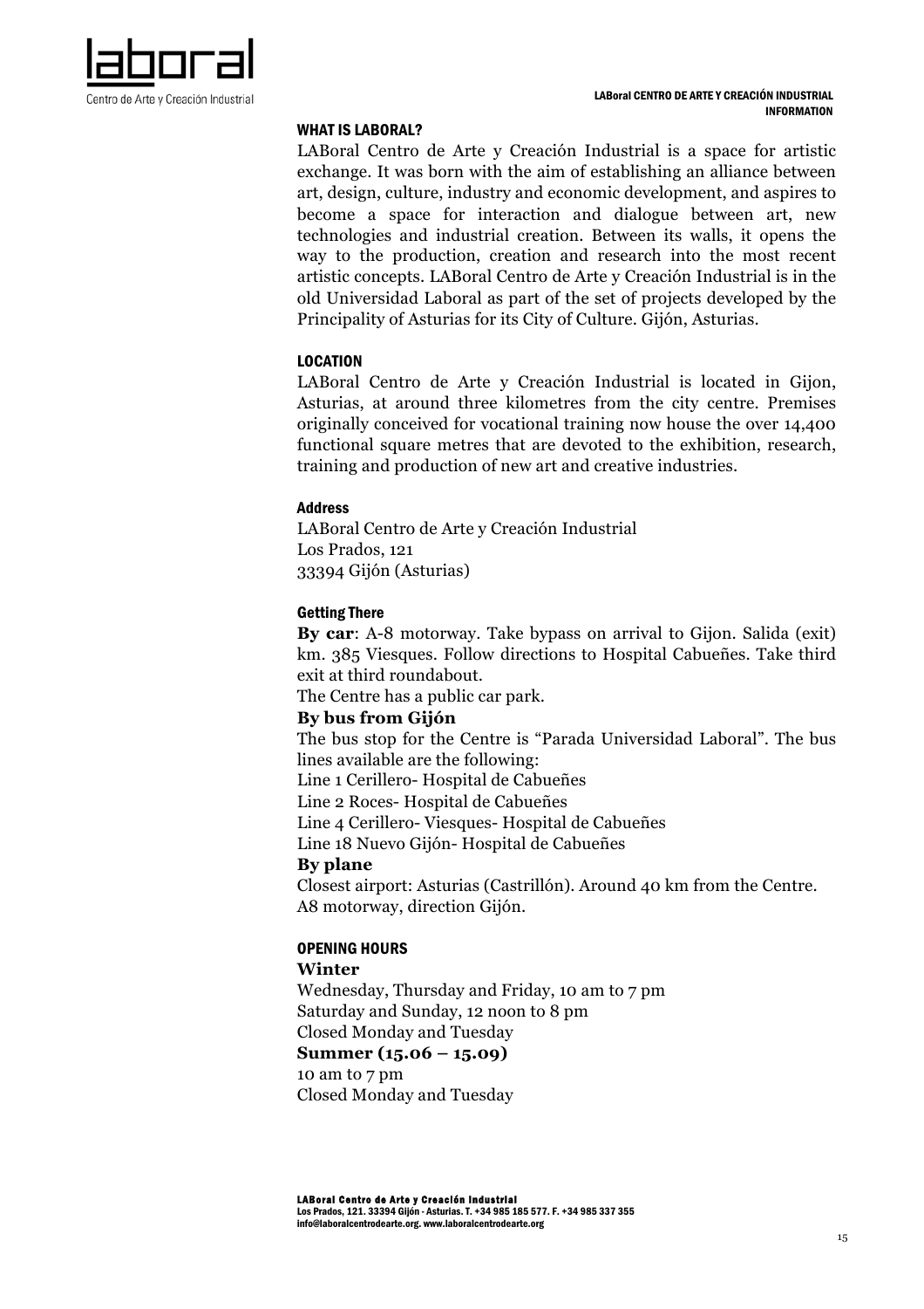## WHAT IS LABORAL?

LABoral Centro de Arte y Creación Industrial is a space for artistic exchange. It was born with the aim of establishing an alliance between art, design, culture, industry and economic development, and aspires to become a space for interaction and dialogue between art, new technologies and industrial creation. Between its walls, it opens the way to the production, creation and research into the most recent artistic concepts. LABoral Centro de Arte y Creación Industrial is in the old Universidad Laboral as part of the set of projects developed by the Principality of Asturias for its City of Culture. Gijón, Asturias.

## LOCATION

LABoral Centro de Arte y Creación Industrial is located in Gijon, Asturias, at around three kilometres from the city centre. Premises originally conceived for vocational training now house the over 14,400 functional square metres that are devoted to the exhibition, research, training and production of new art and creative industries.

### Address

LABoral Centro de Arte y Creación Industrial
Los Prados, 121
33394 Gijón (Asturias)

### Getting There

**By car**: A-8 motorway. Take bypass on arrival to Gijon. Salida (exit) km. 385 Viesques. Follow directions to Hospital Cabueñes. Take third exit at third roundabout.

The Centre has a public car park.

**By bus from Gijón**

The bus stop for the Centre is "Parada Universidad Laboral". The bus lines available are the following:

Line 1 Cerillero- Hospital de Cabueñes
Line 2 Roces- Hospital de Cabueñes
Line 4 Cerillero- Viesques- Hospital de Cabueñes
Line 18 Nuevo Gijón- Hospital de Cabueñes

**By plane**

Closest airport: Asturias (Castrillón). Around 40 km from the Centre.
A8 motorway, direction Gijón.

## OPENING HOURS

**Winter**

Wednesday, Thursday and Friday, 10 am to 7 pm
Saturday and Sunday, 12 noon to 8 pm
Closed Monday and Tuesday

**Summer (15.06 – 15.09)**

10 am to 7 pm
Closed Monday and Tuesday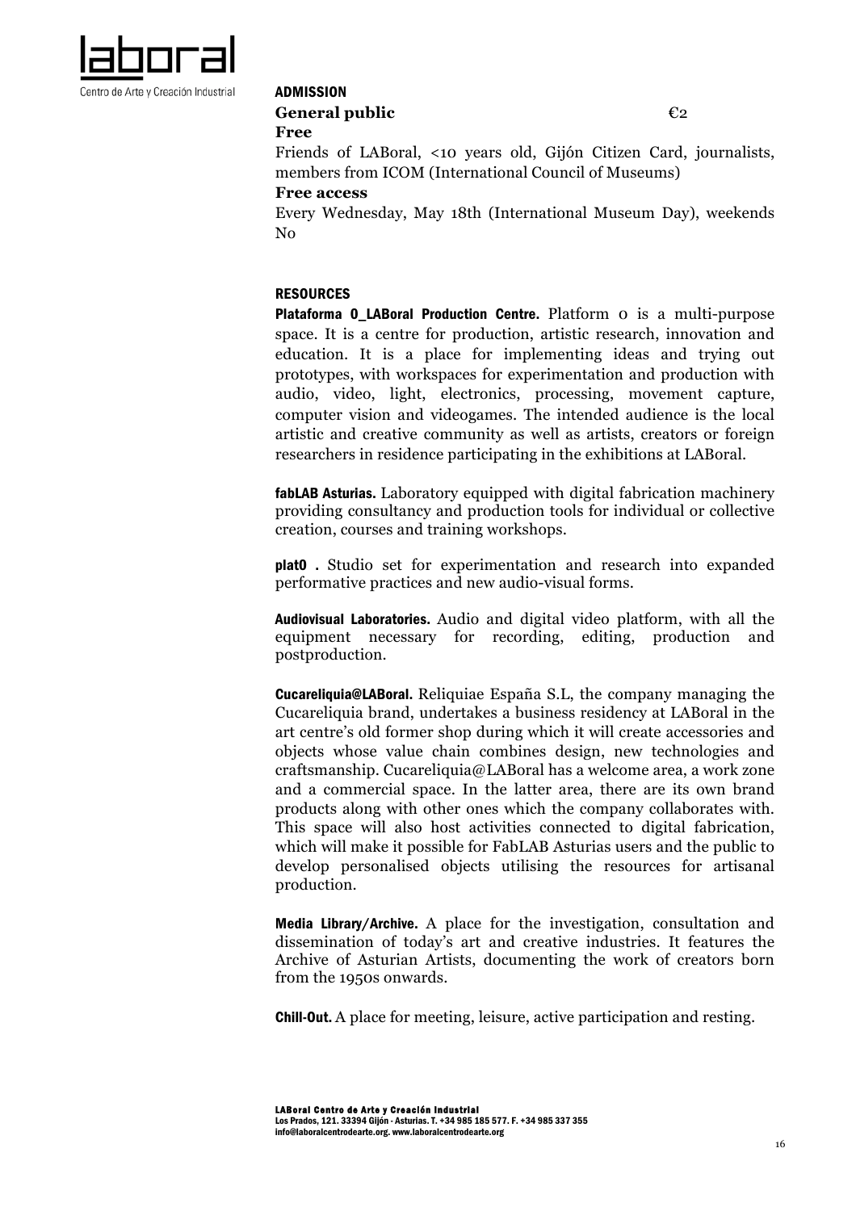## ADMISSION

**General public** €2

**Free**

Friends of LABoral, <10 years old, Gijón Citizen Card, journalists, members from ICOM (International Council of Museums)

**Free access**

Every Wednesday, May 18th (International Museum Day), weekends No

## RESOURCES

**Plataforma 0_LABoral Production Centre.** Platform 0 is a multi-purpose space. It is a centre for production, artistic research, innovation and education. It is a place for implementing ideas and trying out prototypes, with workspaces for experimentation and production with audio, video, light, electronics, processing, movement capture, computer vision and videogames. The intended audience is the local artistic and creative community as well as artists, creators or foreign researchers in residence participating in the exhibitions at LABoral.

**fabLAB Asturias.** Laboratory equipped with digital fabrication machinery providing consultancy and production tools for individual or collective creation, courses and training workshops.

**plat0 .** Studio set for experimentation and research into expanded performative practices and new audio-visual forms.

**Audiovisual Laboratories.** Audio and digital video platform, with all the equipment necessary for recording, editing, production and postproduction.

**Cucareliquia@LABoral.** Reliquiae España S.L, the company managing the Cucareliquia brand, undertakes a business residency at LABoral in the art centre's old former shop during which it will create accessories and objects whose value chain combines design, new technologies and craftsmanship. Cucareliquia@LABoral has a welcome area, a work zone and a commercial space. In the latter area, there are its own brand products along with other ones which the company collaborates with. This space will also host activities connected to digital fabrication, which will make it possible for FabLAB Asturias users and the public to develop personalised objects utilising the resources for artisanal production.

**Media Library/Archive.** A place for the investigation, consultation and dissemination of today's art and creative industries. It features the Archive of Asturian Artists, documenting the work of creators born from the 1950s onwards.

**Chill-Out.** A place for meeting, leisure, active participation and resting.